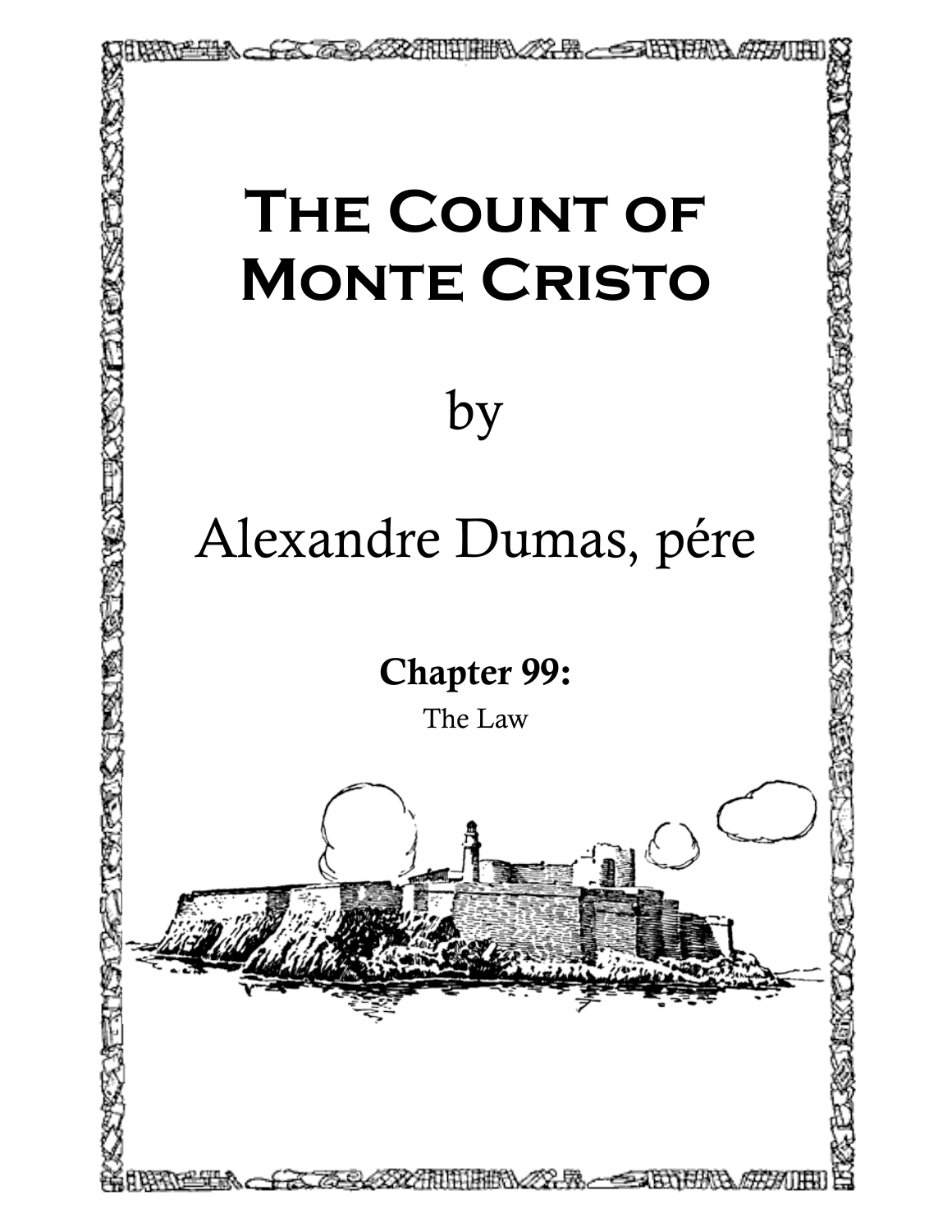# The Count of Monte Cristo

by

Alexandre Dumas, pére

## Chapter 99:

The Law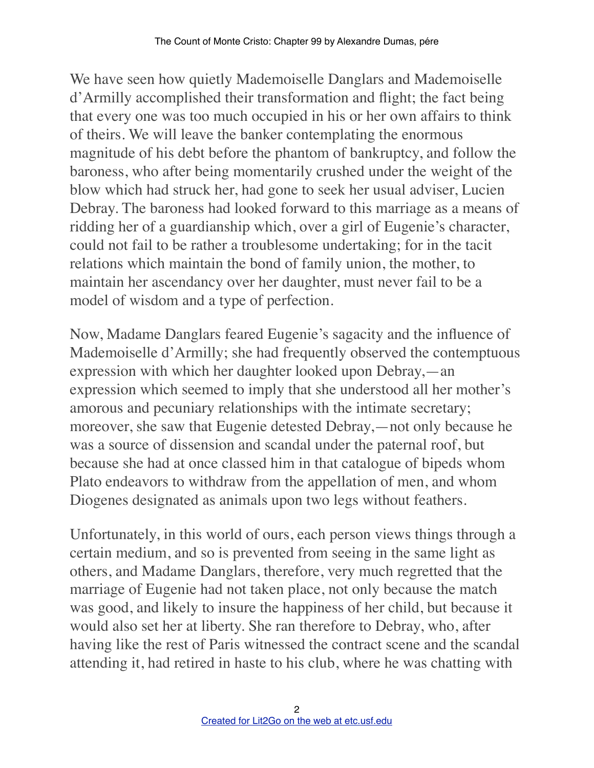We have seen how quietly Mademoiselle Danglars and Mademoiselle d'Armilly accomplished their transformation and flight; the fact being that every one was too much occupied in his or her own affairs to think of theirs. We will leave the banker contemplating the enormous magnitude of his debt before the phantom of bankruptcy, and follow the baroness, who after being momentarily crushed under the weight of the blow which had struck her, had gone to seek her usual adviser, Lucien Debray. The baroness had looked forward to this marriage as a means of ridding her of a guardianship which, over a girl of Eugenie's character, could not fail to be rather a troublesome undertaking; for in the tacit relations which maintain the bond of family union, the mother, to maintain her ascendancy over her daughter, must never fail to be a model of wisdom and a type of perfection.

Now, Madame Danglars feared Eugenie's sagacity and the influence of Mademoiselle d'Armilly; she had frequently observed the contemptuous expression with which her daughter looked upon Debray,—an expression which seemed to imply that she understood all her mother's amorous and pecuniary relationships with the intimate secretary; moreover, she saw that Eugenie detested Debray,—not only because he was a source of dissension and scandal under the paternal roof, but because she had at once classed him in that catalogue of bipeds whom Plato endeavors to withdraw from the appellation of men, and whom Diogenes designated as animals upon two legs without feathers.

Unfortunately, in this world of ours, each person views things through a certain medium, and so is prevented from seeing in the same light as others, and Madame Danglars, therefore, very much regretted that the marriage of Eugenie had not taken place, not only because the match was good, and likely to insure the happiness of her child, but because it would also set her at liberty. She ran therefore to Debray, who, after having like the rest of Paris witnessed the contract scene and the scandal attending it, had retired in haste to his club, where he was chatting with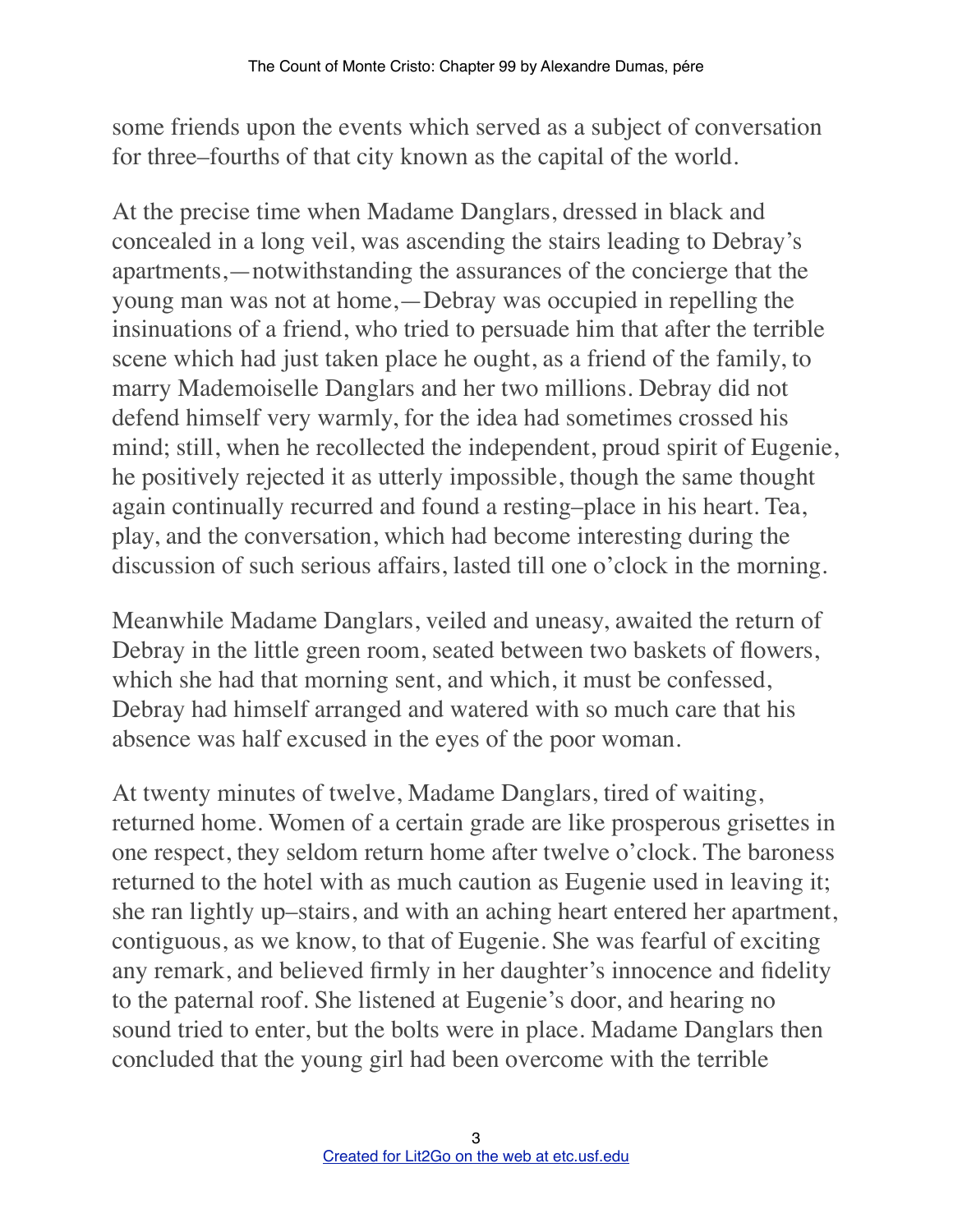some friends upon the events which served as a subject of conversation for three–fourths of that city known as the capital of the world.

At the precise time when Madame Danglars, dressed in black and concealed in a long veil, was ascending the stairs leading to Debray's apartments,—notwithstanding the assurances of the concierge that the young man was not at home,—Debray was occupied in repelling the insinuations of a friend, who tried to persuade him that after the terrible scene which had just taken place he ought, as a friend of the family, to marry Mademoiselle Danglars and her two millions. Debray did not defend himself very warmly, for the idea had sometimes crossed his mind; still, when he recollected the independent, proud spirit of Eugenie, he positively rejected it as utterly impossible, though the same thought again continually recurred and found a resting–place in his heart. Tea, play, and the conversation, which had become interesting during the discussion of such serious affairs, lasted till one o'clock in the morning.

Meanwhile Madame Danglars, veiled and uneasy, awaited the return of Debray in the little green room, seated between two baskets of flowers, which she had that morning sent, and which, it must be confessed, Debray had himself arranged and watered with so much care that his absence was half excused in the eyes of the poor woman.

At twenty minutes of twelve, Madame Danglars, tired of waiting, returned home. Women of a certain grade are like prosperous grisettes in one respect, they seldom return home after twelve o'clock. The baroness returned to the hotel with as much caution as Eugenie used in leaving it; she ran lightly up–stairs, and with an aching heart entered her apartment, contiguous, as we know, to that of Eugenie. She was fearful of exciting any remark, and believed firmly in her daughter's innocence and fidelity to the paternal roof. She listened at Eugenie's door, and hearing no sound tried to enter, but the bolts were in place. Madame Danglars then concluded that the young girl had been overcome with the terrible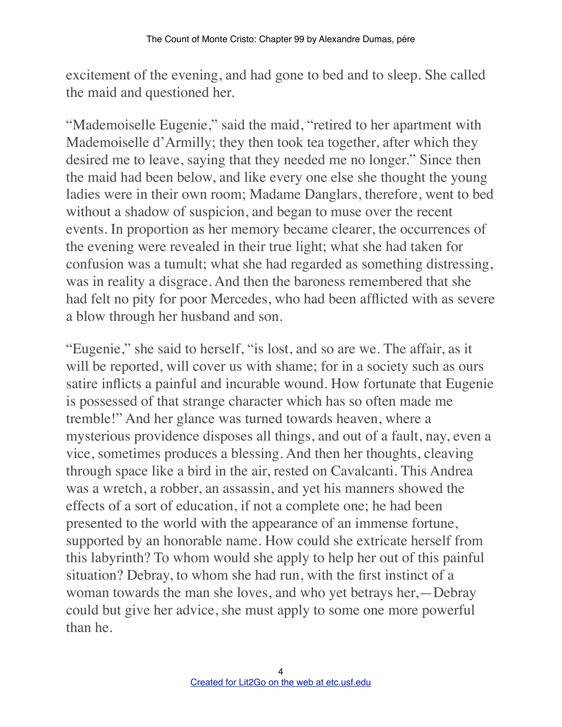excitement of the evening, and had gone to bed and to sleep. She called the maid and questioned her.

“Mademoiselle Eugenie,” said the maid, “retired to her apartment with Mademoiselle d’Armilly; they then took tea together, after which they desired me to leave, saying that they needed me no longer.” Since then the maid had been below, and like every one else she thought the young ladies were in their own room; Madame Danglars, therefore, went to bed without a shadow of suspicion, and began to muse over the recent events. In proportion as her memory became clearer, the occurrences of the evening were revealed in their true light; what she had taken for confusion was a tumult; what she had regarded as something distressing, was in reality a disgrace. And then the baroness remembered that she had felt no pity for poor Mercedes, who had been afflicted with as severe a blow through her husband and son.

“Eugenie,” she said to herself, “is lost, and so are we. The affair, as it will be reported, will cover us with shame; for in a society such as ours satire inflicts a painful and incurable wound. How fortunate that Eugenie is possessed of that strange character which has so often made me tremble!” And her glance was turned towards heaven, where a mysterious providence disposes all things, and out of a fault, nay, even a vice, sometimes produces a blessing. And then her thoughts, cleaving through space like a bird in the air, rested on Cavalcanti. This Andrea was a wretch, a robber, an assassin, and yet his manners showed the effects of a sort of education, if not a complete one; he had been presented to the world with the appearance of an immense fortune, supported by an honorable name. How could she extricate herself from this labyrinth? To whom would she apply to help her out of this painful situation? Debray, to whom she had run, with the first instinct of a woman towards the man she loves, and who yet betrays her,—Debray could but give her advice, she must apply to some one more powerful than he.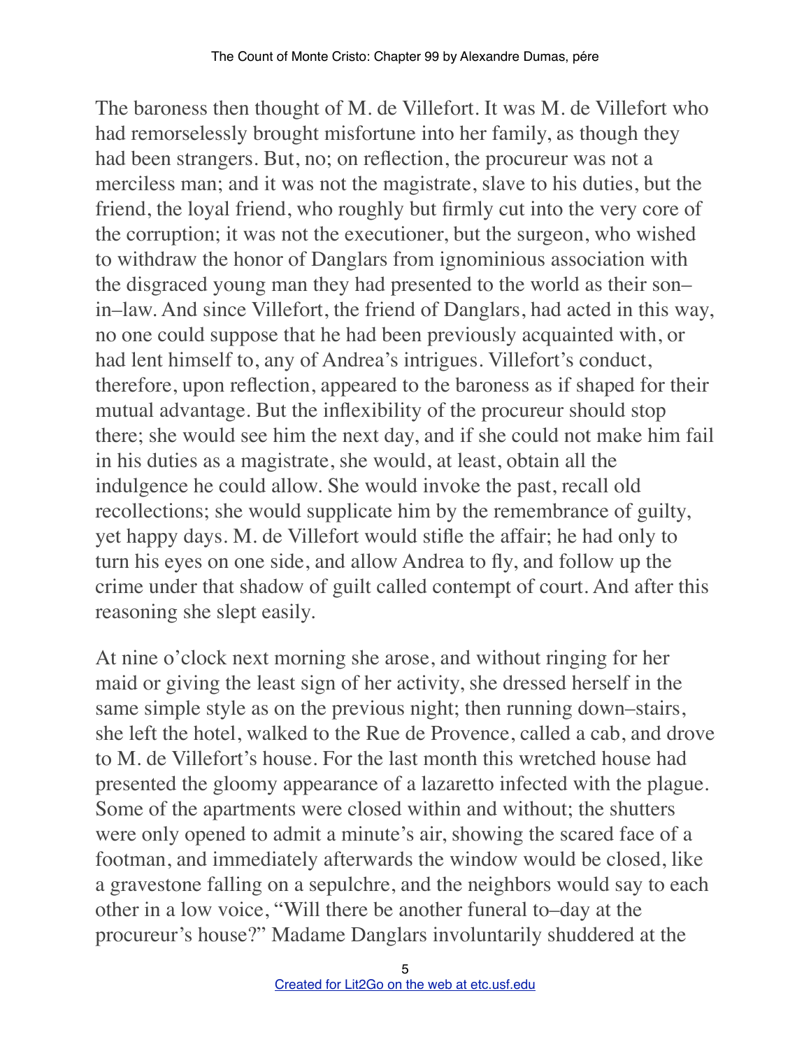The baroness then thought of M. de Villefort. It was M. de Villefort who had remorselessly brought misfortune into her family, as though they had been strangers. But, no; on reflection, the procureur was not a merciless man; and it was not the magistrate, slave to his duties, but the friend, the loyal friend, who roughly but firmly cut into the very core of the corruption; it was not the executioner, but the surgeon, who wished to withdraw the honor of Danglars from ignominious association with the disgraced young man they had presented to the world as their son–in–law. And since Villefort, the friend of Danglars, had acted in this way, no one could suppose that he had been previously acquainted with, or had lent himself to, any of Andrea's intrigues. Villefort's conduct, therefore, upon reflection, appeared to the baroness as if shaped for their mutual advantage. But the inflexibility of the procureur should stop there; she would see him the next day, and if she could not make him fail in his duties as a magistrate, she would, at least, obtain all the indulgence he could allow. She would invoke the past, recall old recollections; she would supplicate him by the remembrance of guilty, yet happy days. M. de Villefort would stifle the affair; he had only to turn his eyes on one side, and allow Andrea to fly, and follow up the crime under that shadow of guilt called contempt of court. And after this reasoning she slept easily.

At nine o'clock next morning she arose, and without ringing for her maid or giving the least sign of her activity, she dressed herself in the same simple style as on the previous night; then running down–stairs, she left the hotel, walked to the Rue de Provence, called a cab, and drove to M. de Villefort's house. For the last month this wretched house had presented the gloomy appearance of a lazaretto infected with the plague. Some of the apartments were closed within and without; the shutters were only opened to admit a minute's air, showing the scared face of a footman, and immediately afterwards the window would be closed, like a gravestone falling on a sepulchre, and the neighbors would say to each other in a low voice, "Will there be another funeral to–day at the procureur's house?" Madame Danglars involuntarily shuddered at the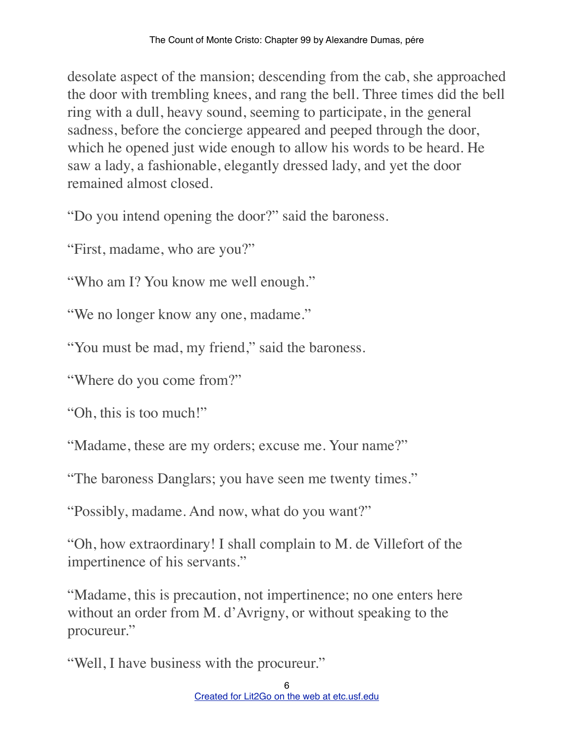desolate aspect of the mansion; descending from the cab, she approached the door with trembling knees, and rang the bell. Three times did the bell ring with a dull, heavy sound, seeming to participate, in the general sadness, before the concierge appeared and peeped through the door, which he opened just wide enough to allow his words to be heard. He saw a lady, a fashionable, elegantly dressed lady, and yet the door remained almost closed.

"Do you intend opening the door?" said the baroness.

"First, madame, who are you?"

"Who am I? You know me well enough."

"We no longer know any one, madame."

"You must be mad, my friend," said the baroness.

"Where do you come from?"

"Oh, this is too much!"

"Madame, these are my orders; excuse me. Your name?"

"The baroness Danglars; you have seen me twenty times."

"Possibly, madame. And now, what do you want?"

"Oh, how extraordinary! I shall complain to M. de Villefort of the impertinence of his servants."

"Madame, this is precaution, not impertinence; no one enters here without an order from M. d'Avrigny, or without speaking to the procureur."

"Well, I have business with the procureur."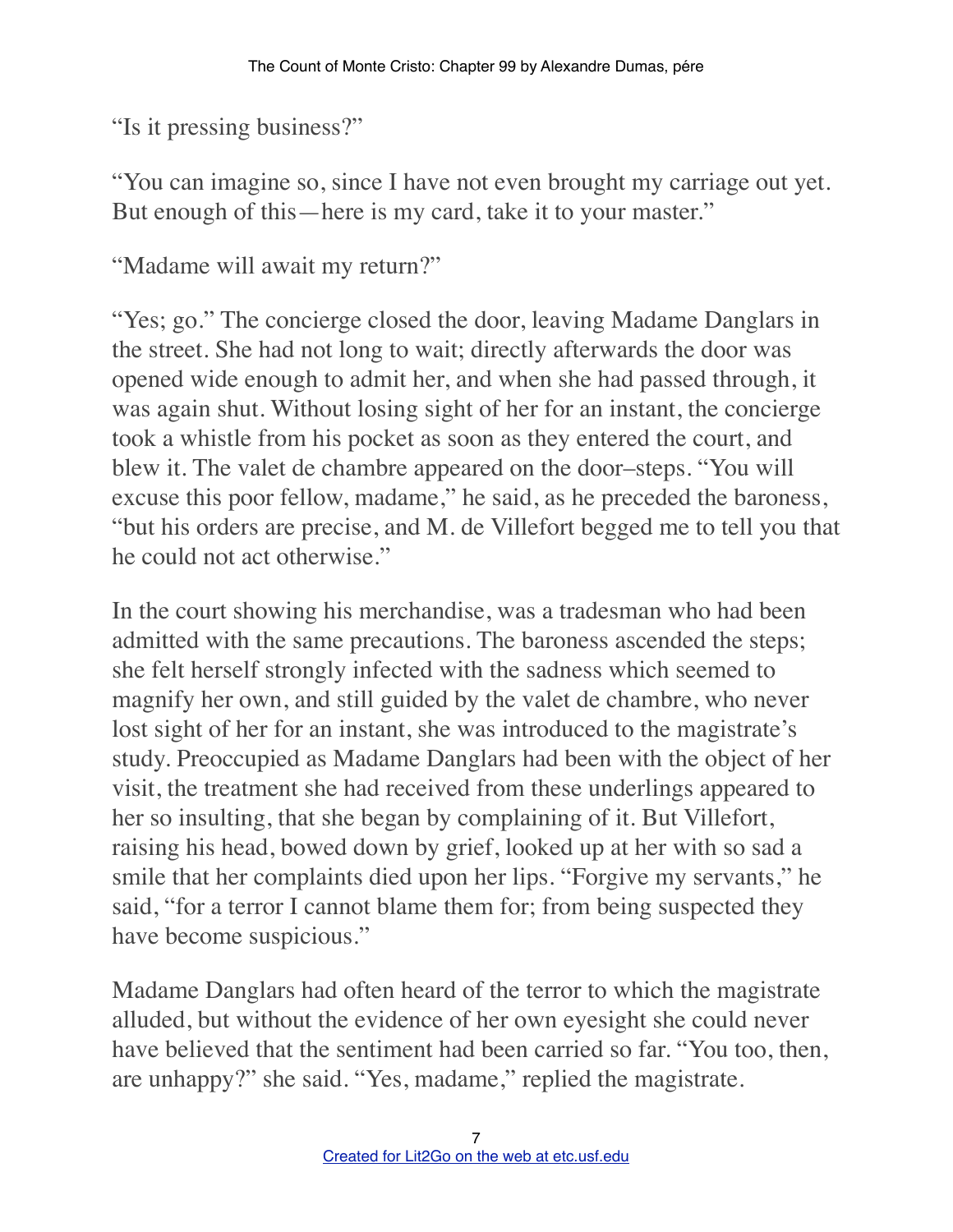"Is it pressing business?"

"You can imagine so, since I have not even brought my carriage out yet. But enough of this—here is my card, take it to your master."

"Madame will await my return?"

"Yes; go." The concierge closed the door, leaving Madame Danglars in the street. She had not long to wait; directly afterwards the door was opened wide enough to admit her, and when she had passed through, it was again shut. Without losing sight of her for an instant, the concierge took a whistle from his pocket as soon as they entered the court, and blew it. The valet de chambre appeared on the door–steps. "You will excuse this poor fellow, madame," he said, as he preceded the baroness, "but his orders are precise, and M. de Villefort begged me to tell you that he could not act otherwise."

In the court showing his merchandise, was a tradesman who had been admitted with the same precautions. The baroness ascended the steps; she felt herself strongly infected with the sadness which seemed to magnify her own, and still guided by the valet de chambre, who never lost sight of her for an instant, she was introduced to the magistrate's study. Preoccupied as Madame Danglars had been with the object of her visit, the treatment she had received from these underlings appeared to her so insulting, that she began by complaining of it. But Villefort, raising his head, bowed down by grief, looked up at her with so sad a smile that her complaints died upon her lips. "Forgive my servants," he said, "for a terror I cannot blame them for; from being suspected they have become suspicious."

Madame Danglars had often heard of the terror to which the magistrate alluded, but without the evidence of her own eyesight she could never have believed that the sentiment had been carried so far. "You too, then, are unhappy?" she said. "Yes, madame," replied the magistrate.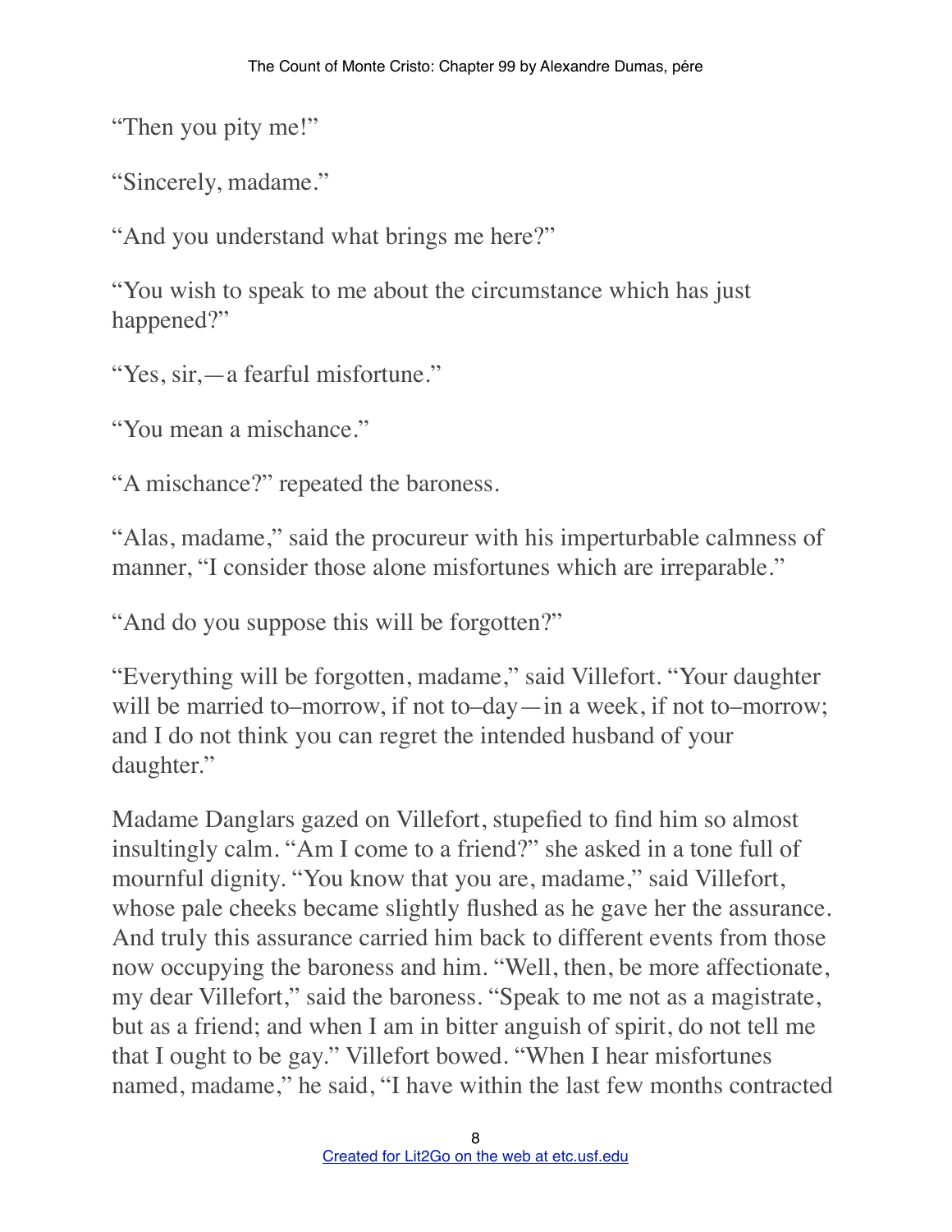“Then you pity me!”

“Sincerely, madame.”

“And you understand what brings me here?”

“You wish to speak to me about the circumstance which has just happened?”

“Yes, sir,—a fearful misfortune.”

“You mean a mischance.”

“A mischance?” repeated the baroness.

“Alas, madame,” said the procureur with his imperturbable calmness of manner, “I consider those alone misfortunes which are irreparable.”

“And do you suppose this will be forgotten?”

“Everything will be forgotten, madame,” said Villefort. “Your daughter will be married to–morrow, if not to–day—in a week, if not to–morrow; and I do not think you can regret the intended husband of your daughter.”

Madame Danglars gazed on Villefort, stupefied to find him so almost insultingly calm. “Am I come to a friend?” she asked in a tone full of mournful dignity. “You know that you are, madame,” said Villefort, whose pale cheeks became slightly flushed as he gave her the assurance. And truly this assurance carried him back to different events from those now occupying the baroness and him. “Well, then, be more affectionate, my dear Villefort,” said the baroness. “Speak to me not as a magistrate, but as a friend; and when I am in bitter anguish of spirit, do not tell me that I ought to be gay.” Villefort bowed. “When I hear misfortunes named, madame,” he said, “I have within the last few months contracted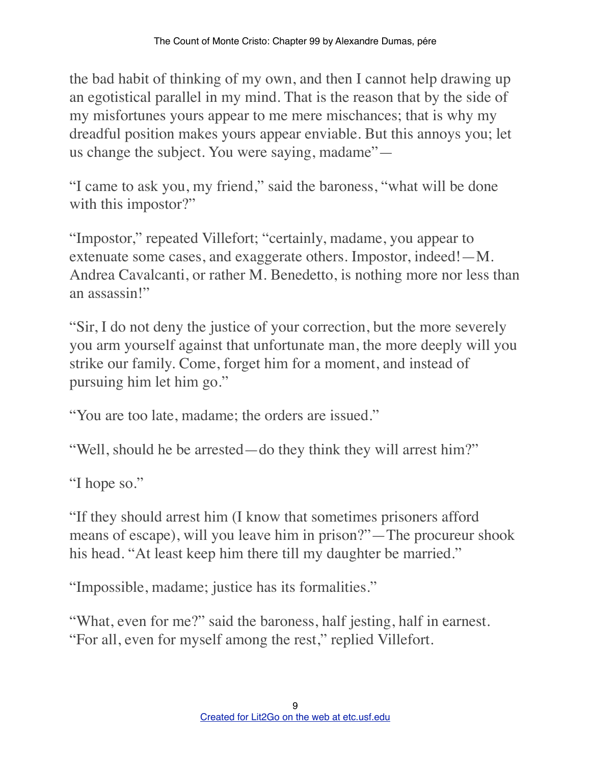the bad habit of thinking of my own, and then I cannot help drawing up an egotistical parallel in my mind. That is the reason that by the side of my misfortunes yours appear to me mere mischances; that is why my dreadful position makes yours appear enviable. But this annoys you; let us change the subject. You were saying, madame"—

"I came to ask you, my friend," said the baroness, "what will be done with this impostor?"

"Impostor," repeated Villefort; "certainly, madame, you appear to extenuate some cases, and exaggerate others. Impostor, indeed!—M. Andrea Cavalcanti, or rather M. Benedetto, is nothing more nor less than an assassin!"

"Sir, I do not deny the justice of your correction, but the more severely you arm yourself against that unfortunate man, the more deeply will you strike our family. Come, forget him for a moment, and instead of pursuing him let him go."

"You are too late, madame; the orders are issued."

"Well, should he be arrested—do they think they will arrest him?"

"I hope so."

"If they should arrest him (I know that sometimes prisoners afford means of escape), will you leave him in prison?"—The procureur shook his head. "At least keep him there till my daughter be married."

"Impossible, madame; justice has its formalities."

"What, even for me?" said the baroness, half jesting, half in earnest.
"For all, even for myself among the rest," replied Villefort.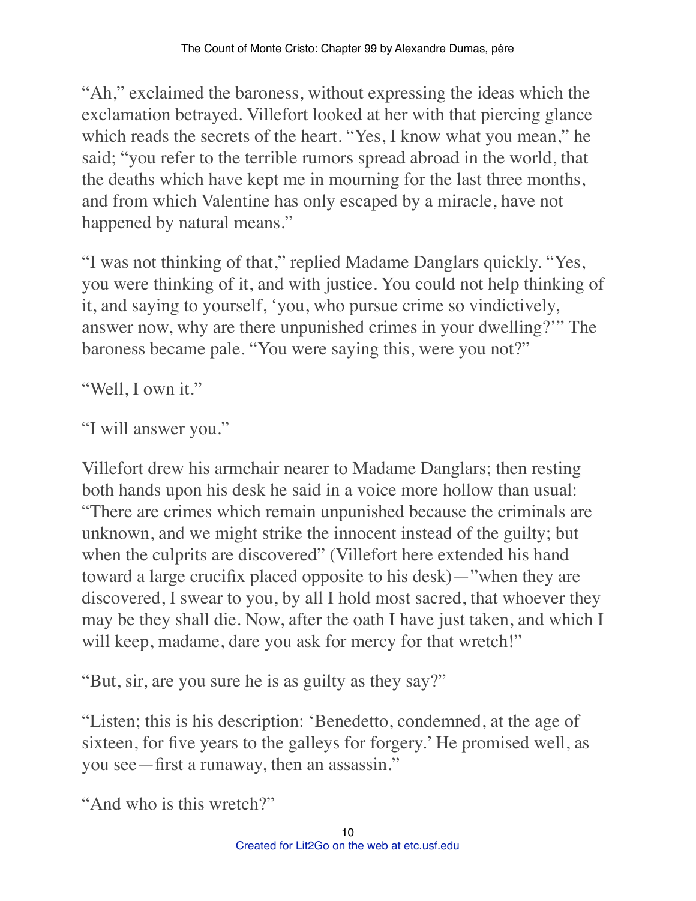"Ah," exclaimed the baroness, without expressing the ideas which the exclamation betrayed. Villefort looked at her with that piercing glance which reads the secrets of the heart. "Yes, I know what you mean," he said; "you refer to the terrible rumors spread abroad in the world, that the deaths which have kept me in mourning for the last three months, and from which Valentine has only escaped by a miracle, have not happened by natural means."

"I was not thinking of that," replied Madame Danglars quickly. "Yes, you were thinking of it, and with justice. You could not help thinking of it, and saying to yourself, 'you, who pursue crime so vindictively, answer now, why are there unpunished crimes in your dwelling?'" The baroness became pale. "You were saying this, were you not?"

"Well, I own it."

"I will answer you."

Villefort drew his armchair nearer to Madame Danglars; then resting both hands upon his desk he said in a voice more hollow than usual: "There are crimes which remain unpunished because the criminals are unknown, and we might strike the innocent instead of the guilty; but when the culprits are discovered" (Villefort here extended his hand toward a large crucifix placed opposite to his desk)—"when they are discovered, I swear to you, by all I hold most sacred, that whoever they may be they shall die. Now, after the oath I have just taken, and which I will keep, madame, dare you ask for mercy for that wretch!"

"But, sir, are you sure he is as guilty as they say?"

"Listen; this is his description: 'Benedetto, condemned, at the age of sixteen, for five years to the galleys for forgery.' He promised well, as you see—first a runaway, then an assassin."

"And who is this wretch?"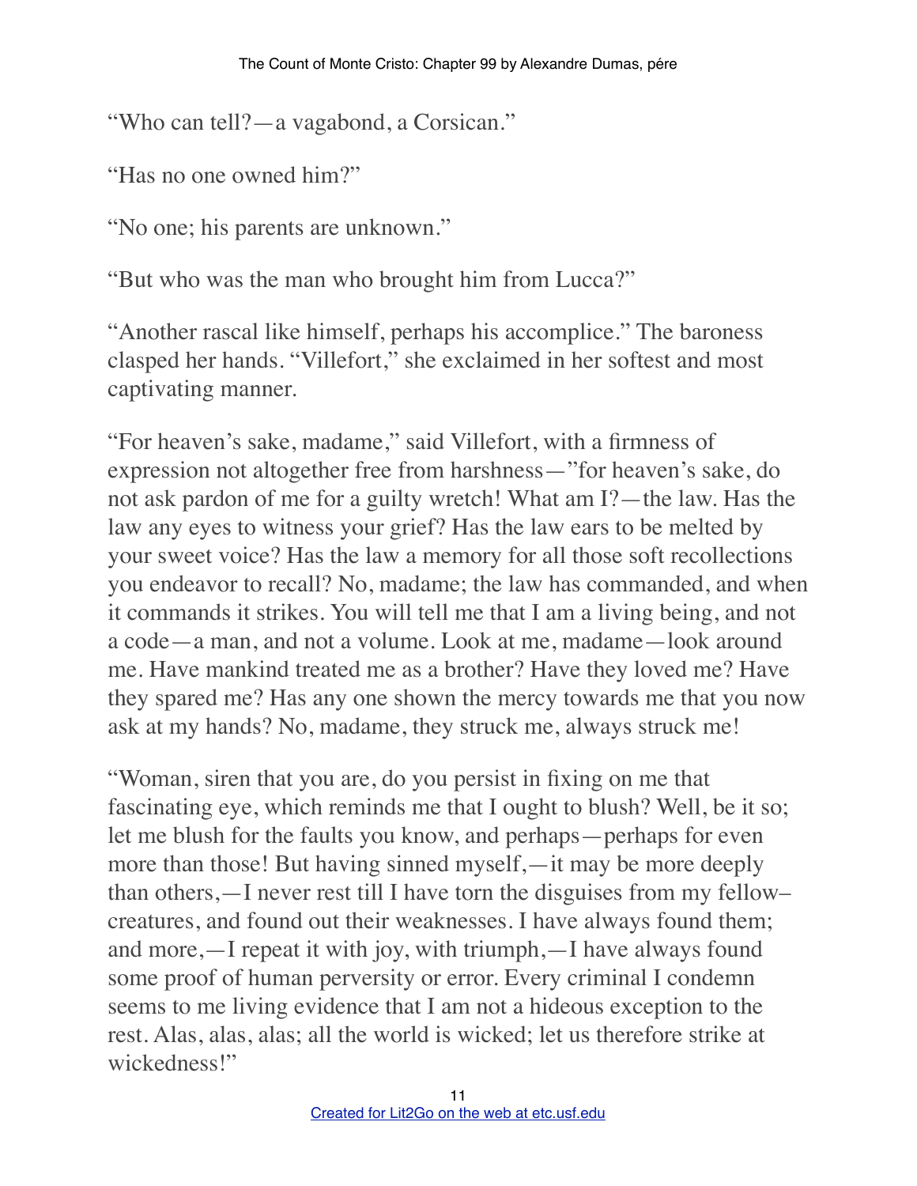"Who can tell?—a vagabond, a Corsican."

"Has no one owned him?"

"No one; his parents are unknown."

"But who was the man who brought him from Lucca?"

"Another rascal like himself, perhaps his accomplice." The baroness clasped her hands. "Villefort," she exclaimed in her softest and most captivating manner.

"For heaven's sake, madame," said Villefort, with a firmness of expression not altogether free from harshness—"for heaven's sake, do not ask pardon of me for a guilty wretch! What am I?—the law. Has the law any eyes to witness your grief? Has the law ears to be melted by your sweet voice? Has the law a memory for all those soft recollections you endeavor to recall? No, madame; the law has commanded, and when it commands it strikes. You will tell me that I am a living being, and not a code—a man, and not a volume. Look at me, madame—look around me. Have mankind treated me as a brother? Have they loved me? Have they spared me? Has any one shown the mercy towards me that you now ask at my hands? No, madame, they struck me, always struck me!

"Woman, siren that you are, do you persist in fixing on me that fascinating eye, which reminds me that I ought to blush? Well, be it so; let me blush for the faults you know, and perhaps—perhaps for even more than those! But having sinned myself,—it may be more deeply than others,—I never rest till I have torn the disguises from my fellow-creatures, and found out their weaknesses. I have always found them; and more,—I repeat it with joy, with triumph,—I have always found some proof of human perversity or error. Every criminal I condemn seems to me living evidence that I am not a hideous exception to the rest. Alas, alas, alas; all the world is wicked; let us therefore strike at wickedness!"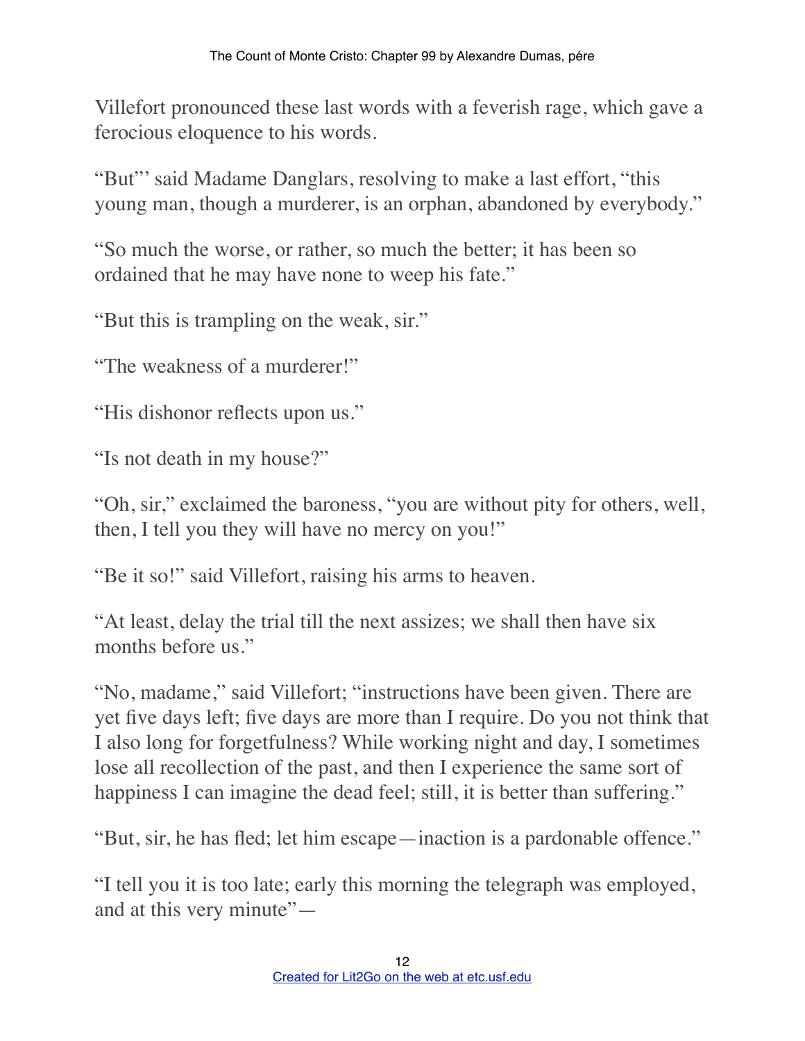Villefort pronounced these last words with a feverish rage, which gave a ferocious eloquence to his words.

"But"' said Madame Danglars, resolving to make a last effort, "this young man, though a murderer, is an orphan, abandoned by everybody."

"So much the worse, or rather, so much the better; it has been so ordained that he may have none to weep his fate."

"But this is trampling on the weak, sir."

"The weakness of a murderer!"

"His dishonor reflects upon us."

"Is not death in my house?"

"Oh, sir," exclaimed the baroness, "you are without pity for others, well, then, I tell you they will have no mercy on you!"

"Be it so!" said Villefort, raising his arms to heaven.

"At least, delay the trial till the next assizes; we shall then have six months before us."

"No, madame," said Villefort; "instructions have been given. There are yet five days left; five days are more than I require. Do you not think that I also long for forgetfulness? While working night and day, I sometimes lose all recollection of the past, and then I experience the same sort of happiness I can imagine the dead feel; still, it is better than suffering."

"But, sir, he has fled; let him escape—inaction is a pardonable offence."

"I tell you it is too late; early this morning the telegraph was employed, and at this very minute"—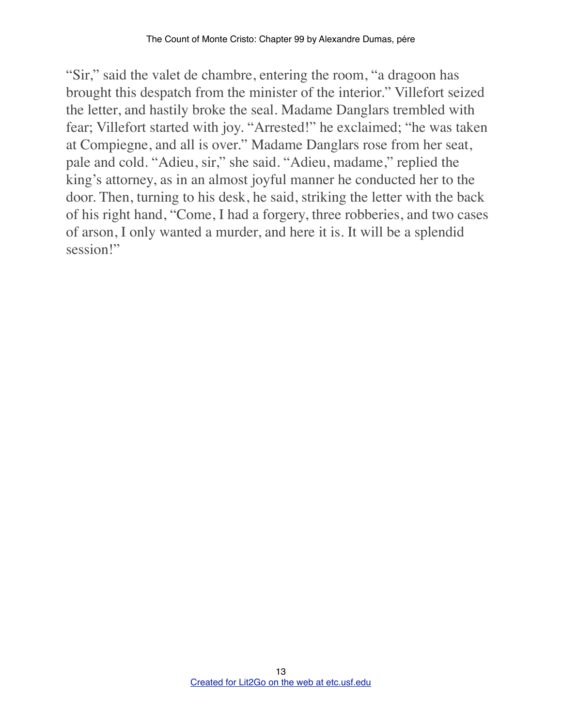"Sir," said the valet de chambre, entering the room, "a dragoon has brought this despatch from the minister of the interior." Villefort seized the letter, and hastily broke the seal. Madame Danglars trembled with fear; Villefort started with joy. "Arrested!" he exclaimed; "he was taken at Compiegne, and all is over." Madame Danglars rose from her seat, pale and cold. "Adieu, sir," she said. "Adieu, madame," replied the king's attorney, as in an almost joyful manner he conducted her to the door. Then, turning to his desk, he said, striking the letter with the back of his right hand, "Come, I had a forgery, three robberies, and two cases of arson, I only wanted a murder, and here it is. It will be a splendid session!"